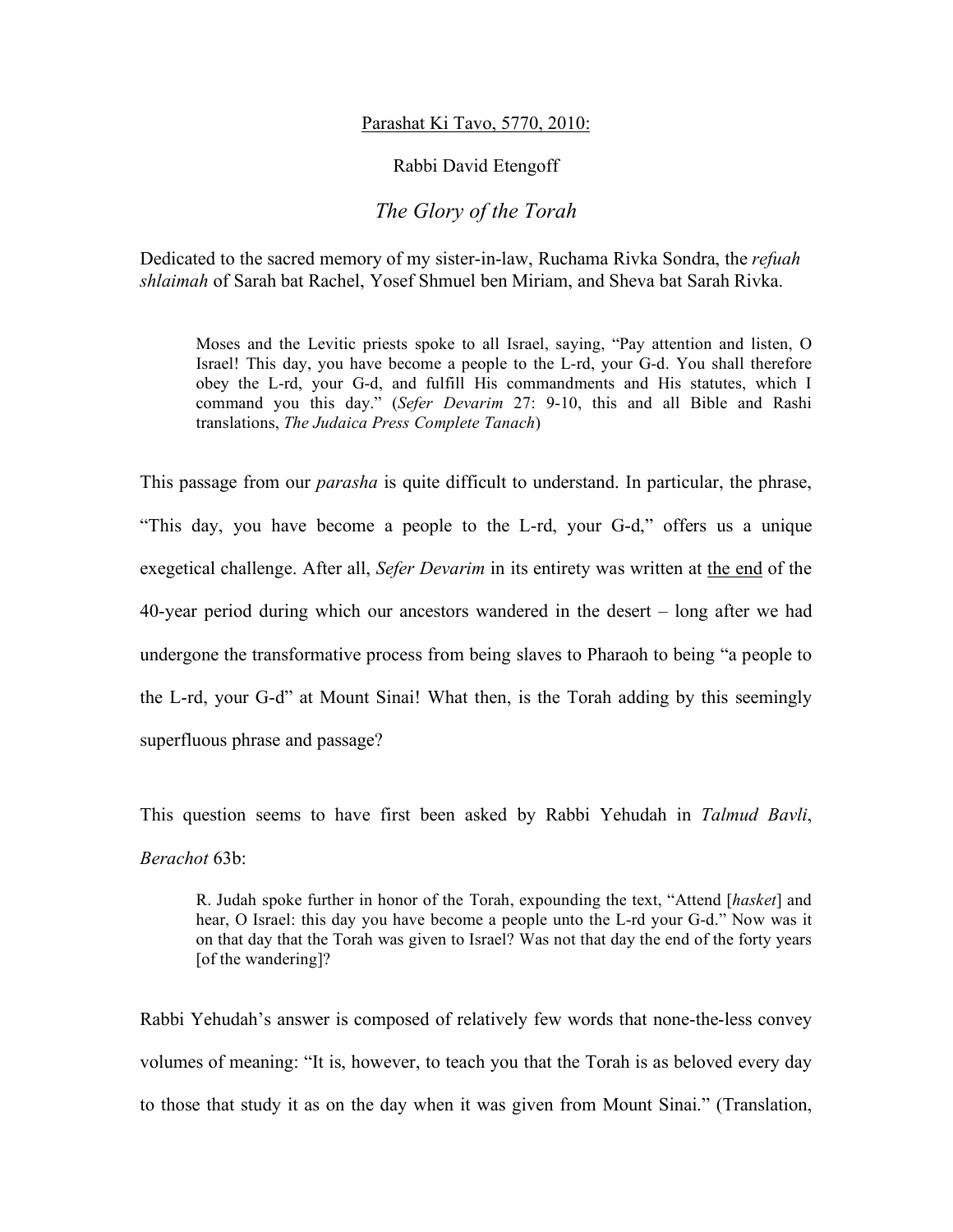Parashat Ki Tavo, 5770, 2010:

Rabbi David Etengoff

# *The Glory of the Torah*

Dedicated to the sacred memory of my sister-in-law, Ruchama Rivka Sondra, the *refuah shlaimah* of Sarah bat Rachel, Yosef Shmuel ben Miriam, and Sheva bat Sarah Rivka.

> Moses and the Levitic priests spoke to all Israel, saying, "Pay attention and listen, O Israel! This day, you have become a people to the L-rd, your G-d. You shall therefore obey the L-rd, your G-d, and fulfill His commandments and His statutes, which I command you this day." (*Sefer Devarim* 27: 9-10, this and all Bible and Rashi translations, *The Judaica Press Complete Tanach*)

This passage from our *parasha* is quite difficult to understand. In particular, the phrase, "This day, you have become a people to the L-rd, your G-d," offers us a unique exegetical challenge. After all, *Sefer Devarim* in its entirety was written at the end of the 40-year period during which our ancestors wandered in the desert – long after we had undergone the transformative process from being slaves to Pharaoh to being "a people to the L-rd, your G-d" at Mount Sinai! What then, is the Torah adding by this seemingly superfluous phrase and passage?

This question seems to have first been asked by Rabbi Yehudah in *Talmud Bavli*, *Berachot* 63b:

> R. Judah spoke further in honor of the Torah, expounding the text, "Attend [*hasket*] and hear, O Israel: this day you have become a people unto the L-rd your G-d." Now was it on that day that the Torah was given to Israel? Was not that day the end of the forty years [of the wandering]?

Rabbi Yehudah's answer is composed of relatively few words that none-the-less convey volumes of meaning: "It is, however, to teach you that the Torah is as beloved every day to those that study it as on the day when it was given from Mount Sinai." (Translation,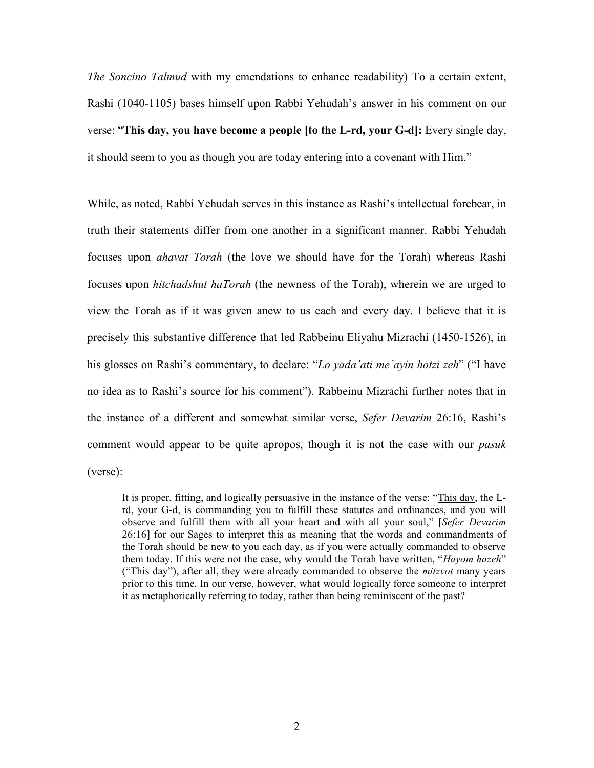*The Soncino Talmud* with my emendations to enhance readability) To a certain extent, Rashi (1040-1105) bases himself upon Rabbi Yehudah's answer in his comment on our verse: "**This day, you have become a people [to the L-rd, your G-d]:** Every single day, it should seem to you as though you are today entering into a covenant with Him."

While, as noted, Rabbi Yehudah serves in this instance as Rashi's intellectual forebear, in truth their statements differ from one another in a significant manner. Rabbi Yehudah focuses upon *ahavat Torah* (the love we should have for the Torah) whereas Rashi focuses upon *hitchadshut haTorah* (the newness of the Torah), wherein we are urged to view the Torah as if it was given anew to us each and every day. I believe that it is precisely this substantive difference that led Rabbeinu Eliyahu Mizrachi (1450-1526), in his glosses on Rashi's commentary, to declare: "*Lo yada'ati me'ayin hotzi zeh*" ("I have no idea as to Rashi's source for his comment"). Rabbeinu Mizrachi further notes that in the instance of a different and somewhat similar verse, *Sefer Devarim* 26:16, Rashi's comment would appear to be quite apropos, though it is not the case with our *pasuk* (verse):

> It is proper, fitting, and logically persuasive in the instance of the verse: "This day, the L-rd, your G-d, is commanding you to fulfill these statutes and ordinances, and you will observe and fulfill them with all your heart and with all your soul," [*Sefer Devarim* 26:16] for our Sages to interpret this as meaning that the words and commandments of the Torah should be new to you each day, as if you were actually commanded to observe them today. If this were not the case, why would the Torah have written, "*Hayom hazeh*" ("This day"), after all, they were already commanded to observe the *mitzvot* many years prior to this time. In our verse, however, what would logically force someone to interpret it as metaphorically referring to today, rather than being reminiscent of the past?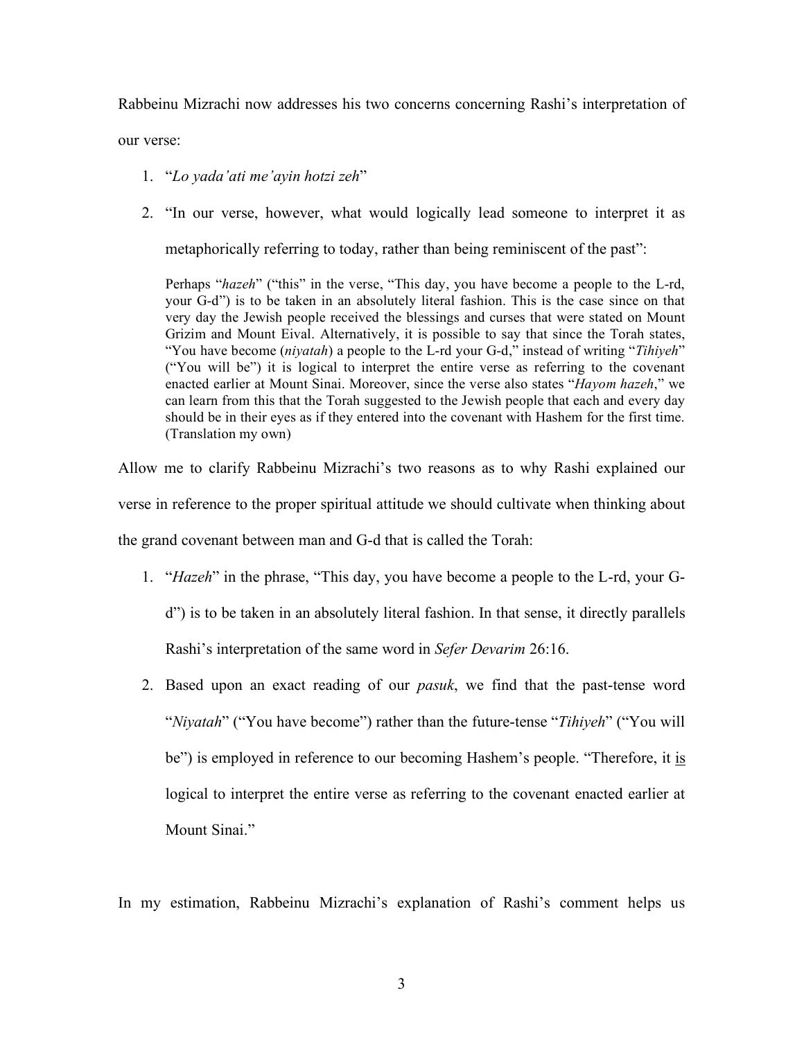Rabbeinu Mizrachi now addresses his two concerns concerning Rashi's interpretation of our verse:

1. "*Lo yada'ati me'ayin hotzi zeh*"
2. "In our verse, however, what would logically lead someone to interpret it as metaphorically referring to today, rather than being reminiscent of the past":

> Perhaps "*hazeh*" ("this" in the verse, "This day, you have become a people to the L-rd, your G-d") is to be taken in an absolutely literal fashion. This is the case since on that very day the Jewish people received the blessings and curses that were stated on Mount Grizim and Mount Eival. Alternatively, it is possible to say that since the Torah states, "You have become (*niyatah*) a people to the L-rd your G-d," instead of writing "*Tihiyeh*" ("You will be") it is logical to interpret the entire verse as referring to the covenant enacted earlier at Mount Sinai. Moreover, since the verse also states "*Hayom hazeh*," we can learn from this that the Torah suggested to the Jewish people that each and every day should be in their eyes as if they entered into the covenant with Hashem for the first time. (Translation my own)

Allow me to clarify Rabbeinu Mizrachi's two reasons as to why Rashi explained our verse in reference to the proper spiritual attitude we should cultivate when thinking about the grand covenant between man and G-d that is called the Torah:

1. "*Hazeh*" in the phrase, "This day, you have become a people to the L-rd, your G-d") is to be taken in an absolutely literal fashion. In that sense, it directly parallels Rashi's interpretation of the same word in *Sefer Devarim* 26:16.
2. Based upon an exact reading of our *pasuk*, we find that the past-tense word "*Niyatah*" ("You have become") rather than the future-tense "*Tihiyeh*" ("You will be") is employed in reference to our becoming Hashem's people. "Therefore, it <u>is</u> logical to interpret the entire verse as referring to the covenant enacted earlier at Mount Sinai."

In my estimation, Rabbeinu Mizrachi's explanation of Rashi's comment helps us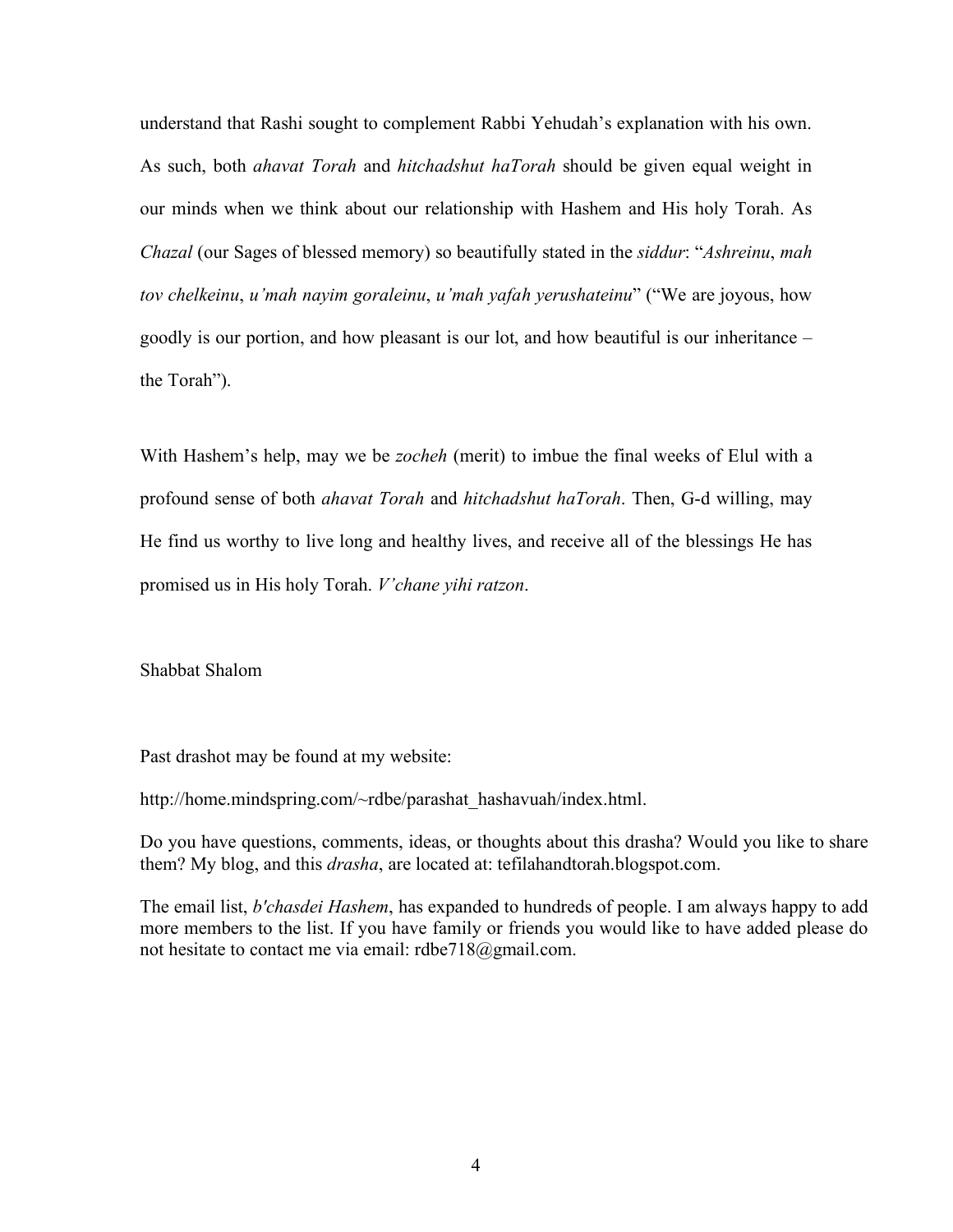understand that Rashi sought to complement Rabbi Yehudah's explanation with his own. As such, both *ahavat Torah* and *hitchadshut haTorah* should be given equal weight in our minds when we think about our relationship with Hashem and His holy Torah. As *Chazal* (our Sages of blessed memory) so beautifully stated in the *siddur*: "*Ashreinu*, *mah tov chelkeinu*, *u'mah nayim goraleinu*, *u'mah yafah yerushateinu*" ("We are joyous, how goodly is our portion, and how pleasant is our lot, and how beautiful is our inheritance – the Torah").

With Hashem's help, may we be *zocheh* (merit) to imbue the final weeks of Elul with a profound sense of both *ahavat Torah* and *hitchadshut haTorah*. Then, G-d willing, may He find us worthy to live long and healthy lives, and receive all of the blessings He has promised us in His holy Torah. *V'chane yihi ratzon*.

Shabbat Shalom

Past drashot may be found at my website:

http://home.mindspring.com/~rdbe/parashat_hashavuah/index.html.

Do you have questions, comments, ideas, or thoughts about this drasha? Would you like to share them? My blog, and this *drasha*, are located at: tefilahandtorah.blogspot.com.

The email list, *b'chasdei Hashem*, has expanded to hundreds of people. I am always happy to add more members to the list. If you have family or friends you would like to have added please do not hesitate to contact me via email: rdbe718@gmail.com.